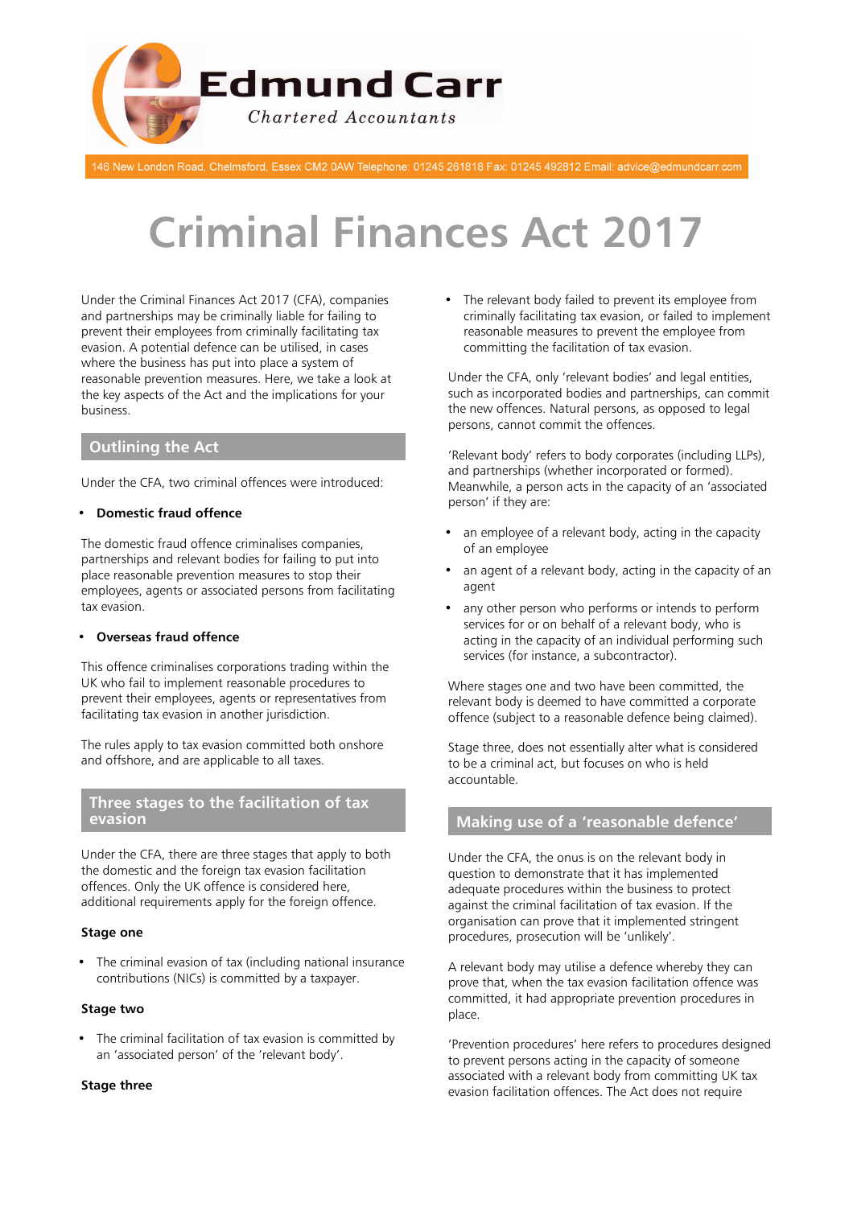Edmund Carr

Chartered Accountants

146 New London Road, Chelmsford, Essex CM2 0AW Telephone: 01245 261818 Fax: 01245 492812 Email: advice@edmundcarr.com

# Criminal Finances Act 2017

Under the Criminal Finances Act 2017 (CFA), companies and partnerships may be criminally liable for failing to prevent their employees from criminally facilitating tax evasion. A potential defence can be utilised, in cases where the business has put into place a system of reasonable prevention measures. Here, we take a look at the key aspects of the Act and the implications for your business.

## Outlining the Act

Under the CFA, two criminal offences were introduced:

- **Domestic fraud offence**

The domestic fraud offence criminalises companies, partnerships and relevant bodies for failing to put into place reasonable prevention measures to stop their employees, agents or associated persons from facilitating tax evasion.

- **Overseas fraud offence**

This offence criminalises corporations trading within the UK who fail to implement reasonable procedures to prevent their employees, agents or representatives from facilitating tax evasion in another jurisdiction.

The rules apply to tax evasion committed both onshore and offshore, and are applicable to all taxes.

## Three stages to the facilitation of tax evasion

Under the CFA, there are three stages that apply to both the domestic and the foreign tax evasion facilitation offences. Only the UK offence is considered here, additional requirements apply for the foreign offence.

**Stage one**

- The criminal evasion of tax (including national insurance contributions (NICs) is committed by a taxpayer.

**Stage two**

- The criminal facilitation of tax evasion is committed by an 'associated person' of the 'relevant body'.

**Stage three**

- The relevant body failed to prevent its employee from criminally facilitating tax evasion, or failed to implement reasonable measures to prevent the employee from committing the facilitation of tax evasion.

Under the CFA, only 'relevant bodies' and legal entities, such as incorporated bodies and partnerships, can commit the new offences. Natural persons, as opposed to legal persons, cannot commit the offences.

'Relevant body' refers to body corporates (including LLPs), and partnerships (whether incorporated or formed). Meanwhile, a person acts in the capacity of an 'associated person' if they are:

- an employee of a relevant body, acting in the capacity of an employee
- an agent of a relevant body, acting in the capacity of an agent
- any other person who performs or intends to perform services for or on behalf of a relevant body, who is acting in the capacity of an individual performing such services (for instance, a subcontractor).

Where stages one and two have been committed, the relevant body is deemed to have committed a corporate offence (subject to a reasonable defence being claimed).

Stage three, does not essentially alter what is considered to be a criminal act, but focuses on who is held accountable.

## Making use of a 'reasonable defence'

Under the CFA, the onus is on the relevant body in question to demonstrate that it has implemented adequate procedures within the business to protect against the criminal facilitation of tax evasion. If the organisation can prove that it implemented stringent procedures, prosecution will be 'unlikely'.

A relevant body may utilise a defence whereby they can prove that, when the tax evasion facilitation offence was committed, it had appropriate prevention procedures in place.

'Prevention procedures' here refers to procedures designed to prevent persons acting in the capacity of someone associated with a relevant body from committing UK tax evasion facilitation offences. The Act does not require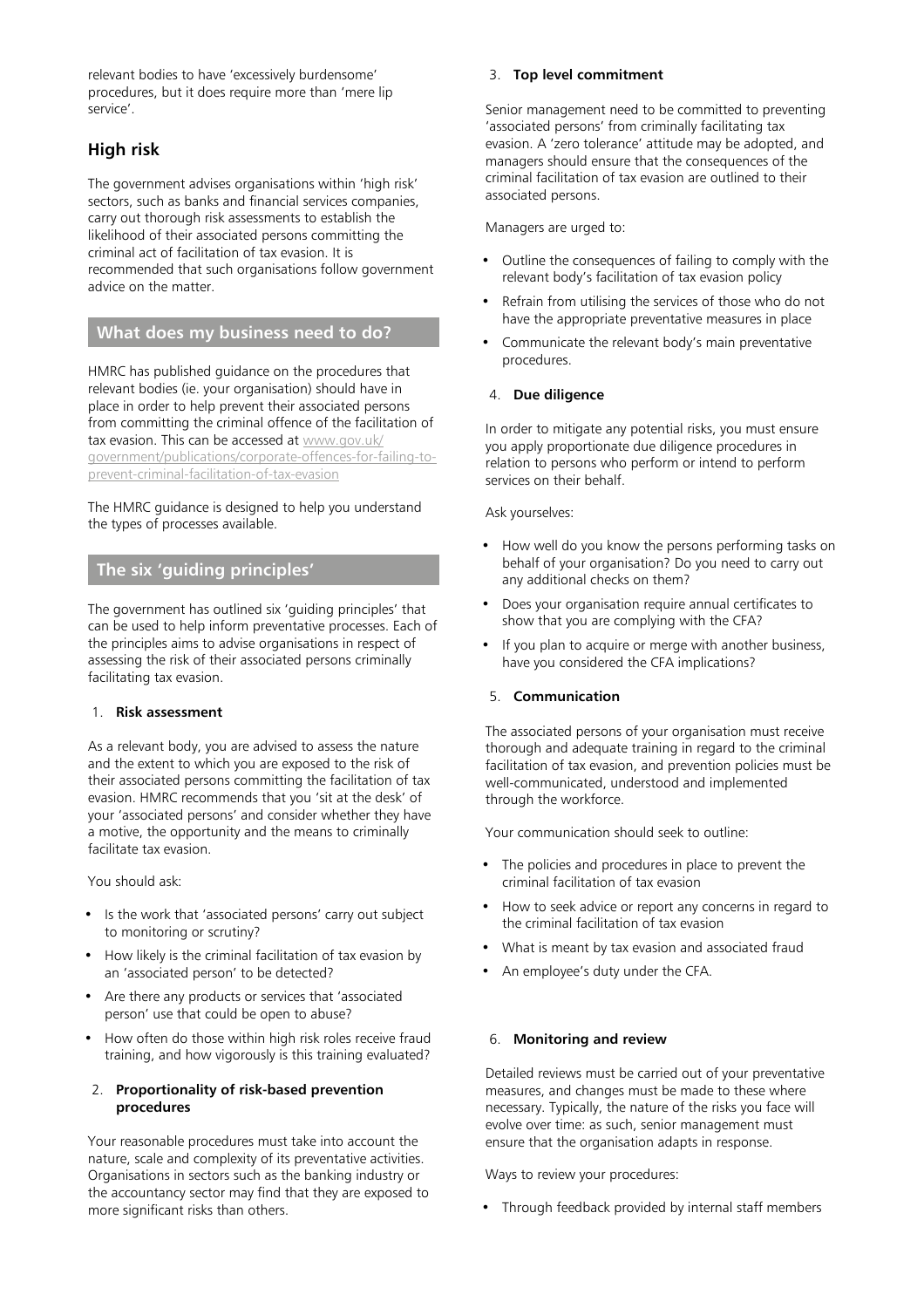relevant bodies to have 'excessively burdensome' procedures, but it does require more than 'mere lip service'.

## High risk

The government advises organisations within 'high risk' sectors, such as banks and financial services companies, carry out thorough risk assessments to establish the likelihood of their associated persons committing the criminal act of facilitation of tax evasion. It is recommended that such organisations follow government advice on the matter.

## What does my business need to do?

HMRC has published guidance on the procedures that relevant bodies (ie. your organisation) should have in place in order to help prevent their associated persons from committing the criminal offence of the facilitation of tax evasion. This can be accessed at www.gov.uk/government/publications/corporate-offences-for-failing-to-prevent-criminal-facilitation-of-tax-evasion

The HMRC guidance is designed to help you understand the types of processes available.

## The six 'guiding principles'

The government has outlined six 'guiding principles' that can be used to help inform preventative processes. Each of the principles aims to advise organisations in respect of assessing the risk of their associated persons criminally facilitating tax evasion.

1. **Risk assessment**

As a relevant body, you are advised to assess the nature and the extent to which you are exposed to the risk of their associated persons committing the facilitation of tax evasion. HMRC recommends that you 'sit at the desk' of your 'associated persons' and consider whether they have a motive, the opportunity and the means to criminally facilitate tax evasion.

You should ask:

- Is the work that 'associated persons' carry out subject to monitoring or scrutiny?
- How likely is the criminal facilitation of tax evasion by an 'associated person' to be detected?
- Are there any products or services that 'associated person' use that could be open to abuse?
- How often do those within high risk roles receive fraud training, and how vigorously is this training evaluated?

2. **Proportionality of risk-based prevention procedures**

Your reasonable procedures must take into account the nature, scale and complexity of its preventative activities. Organisations in sectors such as the banking industry or the accountancy sector may find that they are exposed to more significant risks than others.

3. **Top level commitment**

Senior management need to be committed to preventing 'associated persons' from criminally facilitating tax evasion. A 'zero tolerance' attitude may be adopted, and managers should ensure that the consequences of the criminal facilitation of tax evasion are outlined to their associated persons.

Managers are urged to:

- Outline the consequences of failing to comply with the relevant body's facilitation of tax evasion policy
- Refrain from utilising the services of those who do not have the appropriate preventative measures in place
- Communicate the relevant body's main preventative procedures.

4. **Due diligence**

In order to mitigate any potential risks, you must ensure you apply proportionate due diligence procedures in relation to persons who perform or intend to perform services on their behalf.

Ask yourselves:

- How well do you know the persons performing tasks on behalf of your organisation? Do you need to carry out any additional checks on them?
- Does your organisation require annual certificates to show that you are complying with the CFA?
- If you plan to acquire or merge with another business, have you considered the CFA implications?

5. **Communication**

The associated persons of your organisation must receive thorough and adequate training in regard to the criminal facilitation of tax evasion, and prevention policies must be well-communicated, understood and implemented through the workforce.

Your communication should seek to outline:

- The policies and procedures in place to prevent the criminal facilitation of tax evasion
- How to seek advice or report any concerns in regard to the criminal facilitation of tax evasion
- What is meant by tax evasion and associated fraud
- An employee's duty under the CFA.

6. **Monitoring and review**

Detailed reviews must be carried out of your preventative measures, and changes must be made to these where necessary. Typically, the nature of the risks you face will evolve over time: as such, senior management must ensure that the organisation adapts in response.

Ways to review your procedures:

- Through feedback provided by internal staff members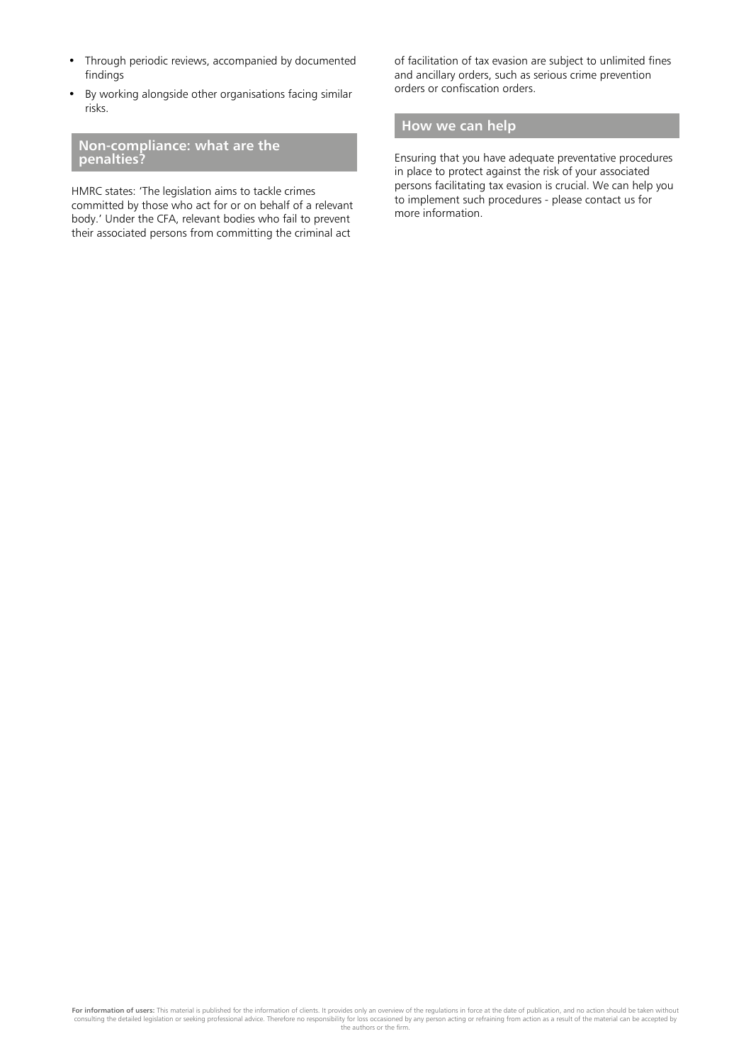- Through periodic reviews, accompanied by documented findings
- By working alongside other organisations facing similar risks.

## Non-compliance: what are the penalties?

HMRC states: 'The legislation aims to tackle crimes committed by those who act for or on behalf of a relevant body.' Under the CFA, relevant bodies who fail to prevent their associated persons from committing the criminal act of facilitation of tax evasion are subject to unlimited fines and ancillary orders, such as serious crime prevention orders or confiscation orders.

## How we can help

Ensuring that you have adequate preventative procedures in place to protect against the risk of your associated persons facilitating tax evasion is crucial. We can help you to implement such procedures - please contact us for more information.

**For information of users:** This material is published for the information of clients. It provides only an overview of the regulations in force at the date of publication, and no action should be taken without consulting the detailed legislation or seeking professional advice. Therefore no responsibility for loss occasioned by any person acting or refraining from action as a result of the material can be accepted by the authors or the firm.